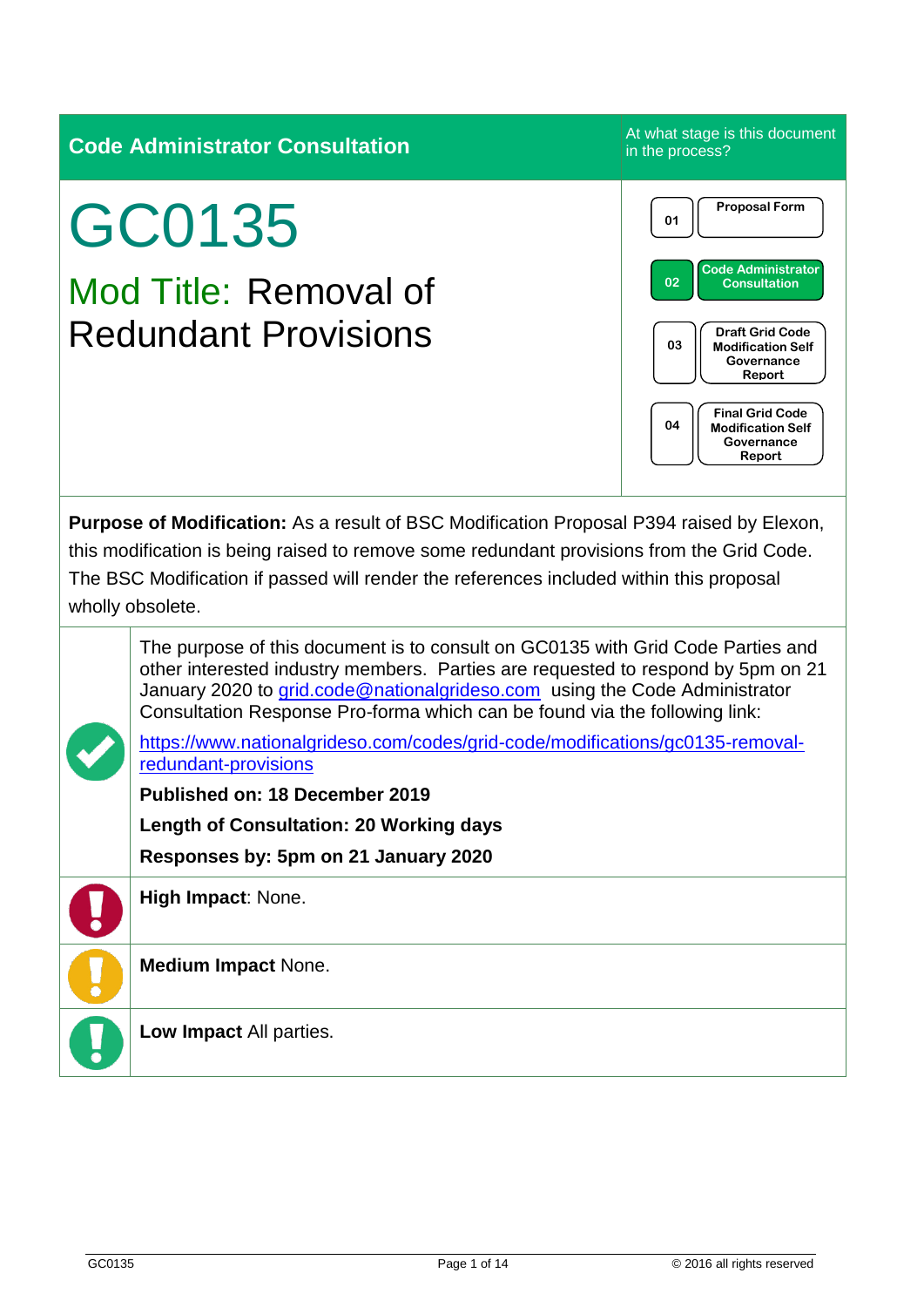**Code Administrator Consultation**

At what stage is this document in the process?

| | |
|---|---|
| 01 | Proposal Form |
| 02 | Code Administrator Consultation |
| 03 | Draft Grid Code Modification Self Governance Report |
| 04 | Final Grid Code Modification Self Governance Report |

# GC0135

## Mod Title: Removal of Redundant Provisions

**Purpose of Modification:** As a result of BSC Modification Proposal P394 raised by Elexon, this modification is being raised to remove some redundant provisions from the Grid Code. The BSC Modification if passed will render the references included within this proposal wholly obsolete.

The purpose of this document is to consult on GC0135 with Grid Code Parties and other interested industry members. Parties are requested to respond by 5pm on 21 January 2020 to grid.code@nationalgrideso.com using the Code Administrator Consultation Response Pro-forma which can be found via the following link:

https://www.nationalgrideso.com/codes/grid-code/modifications/gc0135-removal-redundant-provisions

**Published on: 18 December 2019**

**Length of Consultation: 20 Working days**

**Responses by: 5pm on 21 January 2020**

**High Impact**: None.

**Medium Impact** None.

**Low Impact** All parties.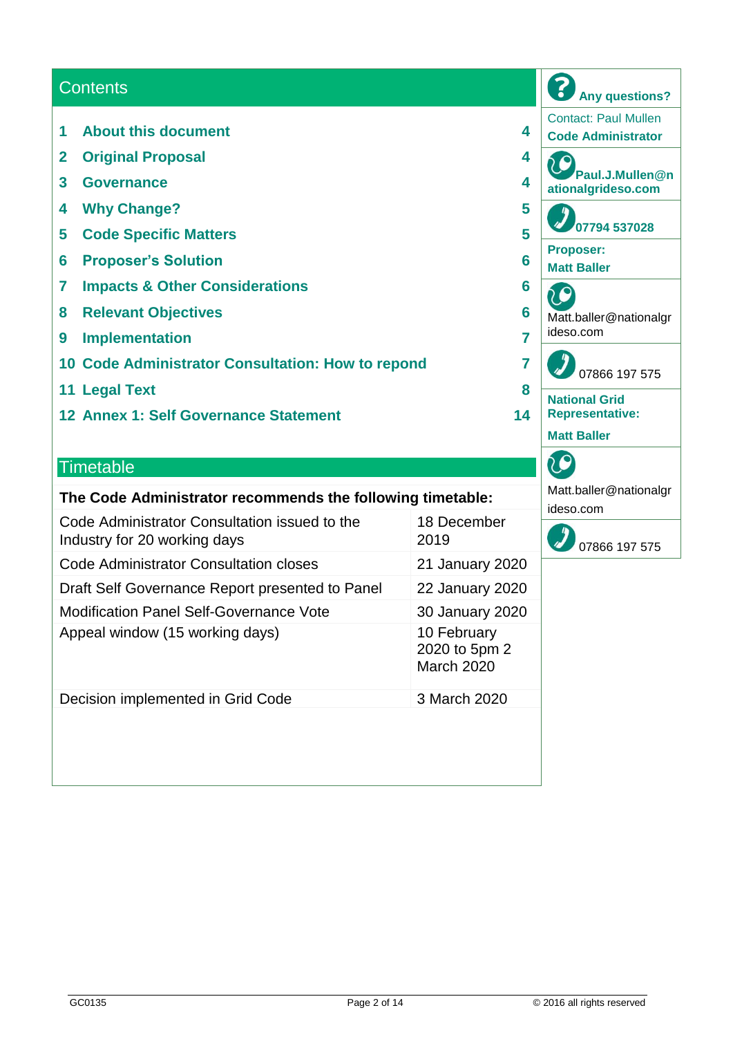## Contents

| | | |
|---|---|---|
| 1 | About this document | 4 |
| 2 | Original Proposal | 4 |
| 3 | Governance | 4 |
| 4 | Why Change? | 5 |
| 5 | Code Specific Matters | 5 |
| 6 | Proposer's Solution | 6 |
| 7 | Impacts & Other Considerations | 6 |
| 8 | Relevant Objectives | 6 |
| 9 | Implementation | 7 |
| 10 | Code Administrator Consultation: How to repond | 7 |
| 11 | Legal Text | 8 |
| 12 | Annex 1: Self Governance Statement | 14 |

## Timetable

**The Code Administrator recommends the following timetable:**

| | |
|---|---|
| Code Administrator Consultation issued to the Industry for 20 working days | 18 December 2019 |
| Code Administrator Consultation closes | 21 January 2020 |
| Draft Self Governance Report presented to Panel | 22 January 2020 |
| Modification Panel Self-Governance Vote | 30 January 2020 |
| Appeal window (15 working days) | 10 February 2020 to 5pm 2 March 2020 |
| Decision implemented in Grid Code | 3 March 2020 |

**Any questions?**

Contact: Paul Mullen

**Code Administrator**

**Paul.J.Mullen@nationalgrideso.com**

**07794 537028**

**Proposer:**
**Matt Baller**

Matt.baller@nationalgrideso.com

07866 197 575

**National Grid Representative:**

**Matt Baller**

Matt.baller@nationalgrideso.com

07866 197 575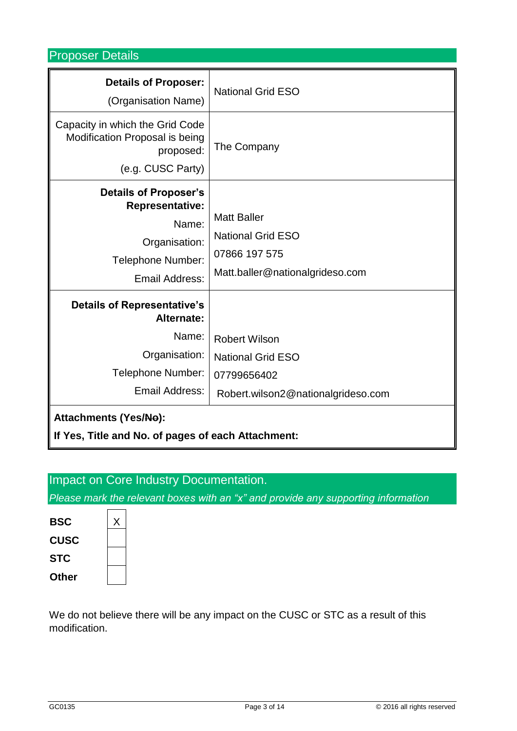## Proposer Details

| | |
|---|---|
| **Details of Proposer:**<br>(Organisation Name) | National Grid ESO |
| Capacity in which the Grid Code Modification Proposal is being proposed:<br>(e.g. CUSC Party) | The Company |
| **Details of Proposer's Representative:**<br>Name:<br>Organisation:<br>Telephone Number:<br>Email Address: | Matt Baller<br>National Grid ESO<br>07866 197 575<br>Matt.baller@nationalgrideso.com |
| **Details of Representative's Alternate:**<br>Name:<br>Organisation:<br>Telephone Number:<br>Email Address: | Robert Wilson<br>National Grid ESO<br>07799656402<br>Robert.wilson2@nationalgrideso.com |
| **Attachments (Yes/~~No~~):**<br>**If Yes, Title and No. of pages of each Attachment:** | |

## Impact on Core Industry Documentation.

*Please mark the relevant boxes with an "x" and provide any supporting information*

| | |
|---|---|
| **BSC** | X |
| **CUSC** | |
| **STC** | |
| **Other** | |

We do not believe there will be any impact on the CUSC or STC as a result of this modification.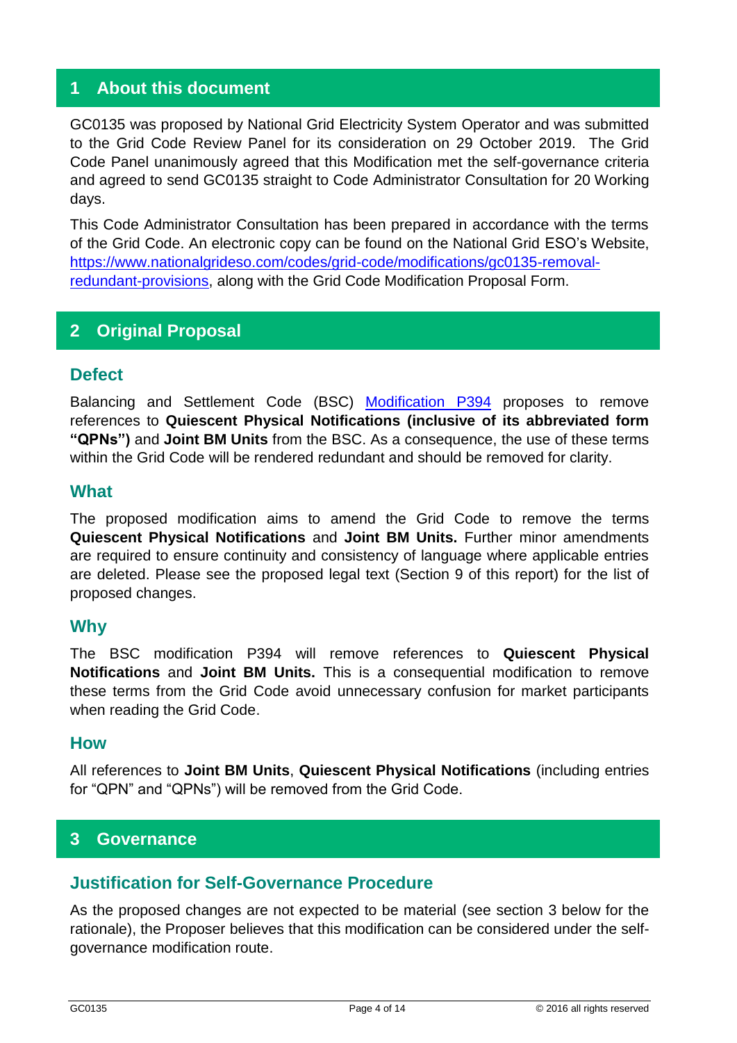## 1 About this document

GC0135 was proposed by National Grid Electricity System Operator and was submitted to the Grid Code Review Panel for its consideration on 29 October 2019. The Grid Code Panel unanimously agreed that this Modification met the self-governance criteria and agreed to send GC0135 straight to Code Administrator Consultation for 20 Working days.

This Code Administrator Consultation has been prepared in accordance with the terms of the Grid Code. An electronic copy can be found on the National Grid ESO's Website, [https://www.nationalgrideso.com/codes/grid-code/modifications/gc0135-removal-redundant-provisions](https://www.nationalgrideso.com/codes/grid-code/modifications/gc0135-removal-redundant-provisions), along with the Grid Code Modification Proposal Form.

## 2 Original Proposal

### Defect

Balancing and Settlement Code (BSC) Modification P394 proposes to remove references to **Quiescent Physical Notifications (inclusive of its abbreviated form "QPNs")** and **Joint BM Units** from the BSC. As a consequence, the use of these terms within the Grid Code will be rendered redundant and should be removed for clarity.

### What

The proposed modification aims to amend the Grid Code to remove the terms **Quiescent Physical Notifications** and **Joint BM Units.** Further minor amendments are required to ensure continuity and consistency of language where applicable entries are deleted. Please see the proposed legal text (Section 9 of this report) for the list of proposed changes.

### Why

The BSC modification P394 will remove references to **Quiescent Physical Notifications** and **Joint BM Units.** This is a consequential modification to remove these terms from the Grid Code avoid unnecessary confusion for market participants when reading the Grid Code.

### How

All references to **Joint BM Units**, **Quiescent Physical Notifications** (including entries for "QPN" and "QPNs") will be removed from the Grid Code.

## 3 Governance

### Justification for Self-Governance Procedure

As the proposed changes are not expected to be material (see section 3 below for the rationale), the Proposer believes that this modification can be considered under the self-governance modification route.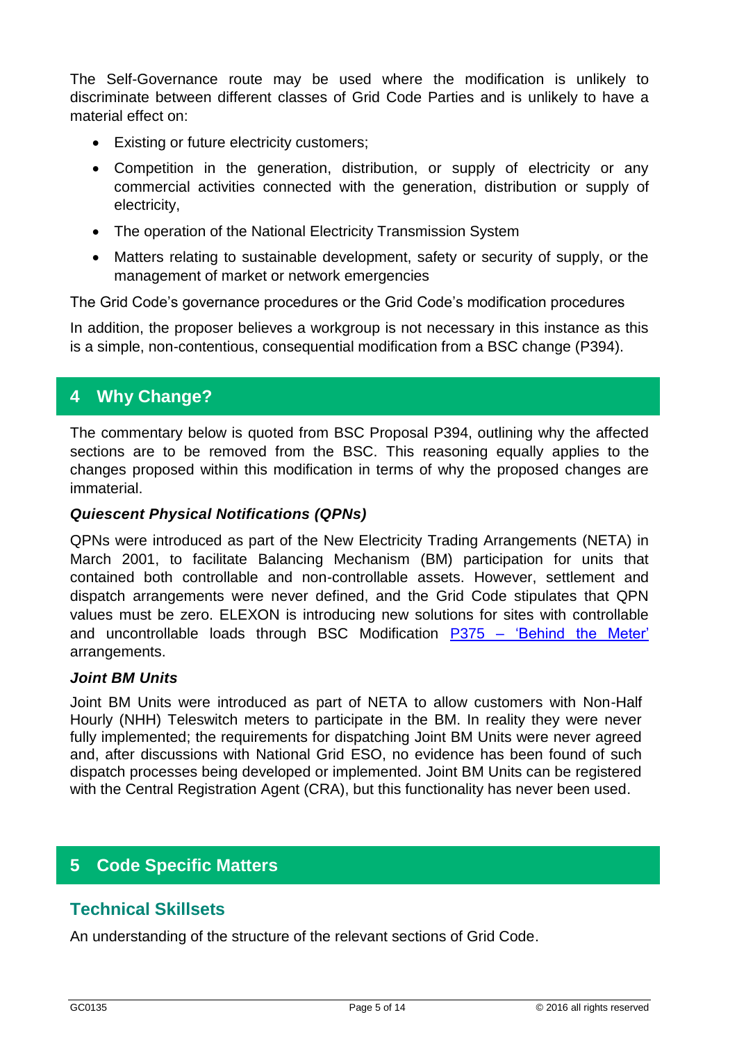The Self-Governance route may be used where the modification is unlikely to discriminate between different classes of Grid Code Parties and is unlikely to have a material effect on:

- Existing or future electricity customers;
- Competition in the generation, distribution, or supply of electricity or any commercial activities connected with the generation, distribution or supply of electricity,
- The operation of the National Electricity Transmission System
- Matters relating to sustainable development, safety or security of supply, or the management of market or network emergencies

The Grid Code's governance procedures or the Grid Code's modification procedures

In addition, the proposer believes a workgroup is not necessary in this instance as this is a simple, non-contentious, consequential modification from a BSC change (P394).

## 4 Why Change?

The commentary below is quoted from BSC Proposal P394, outlining why the affected sections are to be removed from the BSC. This reasoning equally applies to the changes proposed within this modification in terms of why the proposed changes are immaterial.

### *Quiescent Physical Notifications (QPNs)*

QPNs were introduced as part of the New Electricity Trading Arrangements (NETA) in March 2001, to facilitate Balancing Mechanism (BM) participation for units that contained both controllable and non-controllable assets. However, settlement and dispatch arrangements were never defined, and the Grid Code stipulates that QPN values must be zero. ELEXON is introducing new solutions for sites with controllable and uncontrollable loads through BSC Modification P375 – 'Behind the Meter' arrangements.

### *Joint BM Units*

Joint BM Units were introduced as part of NETA to allow customers with Non-Half Hourly (NHH) Teleswitch meters to participate in the BM. In reality they were never fully implemented; the requirements for dispatching Joint BM Units were never agreed and, after discussions with National Grid ESO, no evidence has been found of such dispatch processes being developed or implemented. Joint BM Units can be registered with the Central Registration Agent (CRA), but this functionality has never been used.

## 5 Code Specific Matters

### Technical Skillsets

An understanding of the structure of the relevant sections of Grid Code.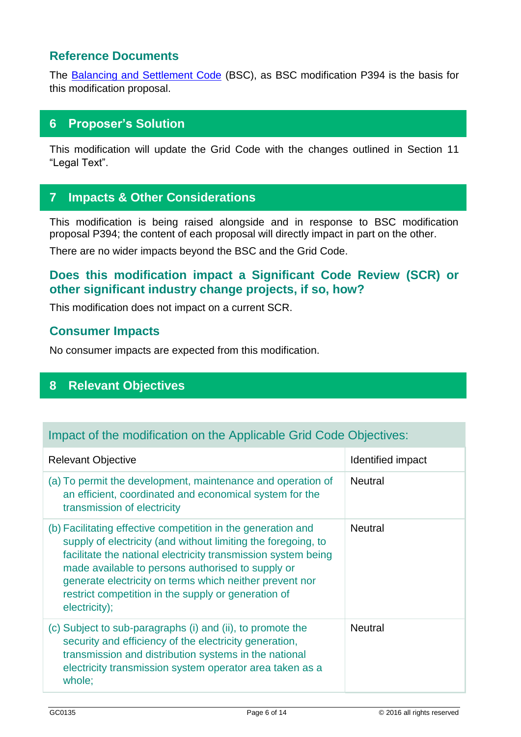### Reference Documents

The [Balancing and Settlement Code](Balancing and Settlement Code) (BSC), as BSC modification P394 is the basis for this modification proposal.

## 6 Proposer's Solution

This modification will update the Grid Code with the changes outlined in Section 11 "Legal Text".

## 7 Impacts & Other Considerations

This modification is being raised alongside and in response to BSC modification proposal P394; the content of each proposal will directly impact in part on the other.

There are no wider impacts beyond the BSC and the Grid Code.

### Does this modification impact a Significant Code Review (SCR) or other significant industry change projects, if so, how?

This modification does not impact on a current SCR.

### Consumer Impacts

No consumer impacts are expected from this modification.

## 8 Relevant Objectives

| Impact of the modification on the Applicable Grid Code Objectives: | |
|---|---|
| Relevant Objective | Identified impact |
| (a) To permit the development, maintenance and operation of an efficient, coordinated and economical system for the transmission of electricity | Neutral |
| (b) Facilitating effective competition in the generation and supply of electricity (and without limiting the foregoing, to facilitate the national electricity transmission system being made available to persons authorised to supply or generate electricity on terms which neither prevent nor restrict competition in the supply or generation of electricity); | Neutral |
| (c) Subject to sub-paragraphs (i) and (ii), to promote the security and efficiency of the electricity generation, transmission and distribution systems in the national electricity transmission system operator area taken as a whole; | Neutral |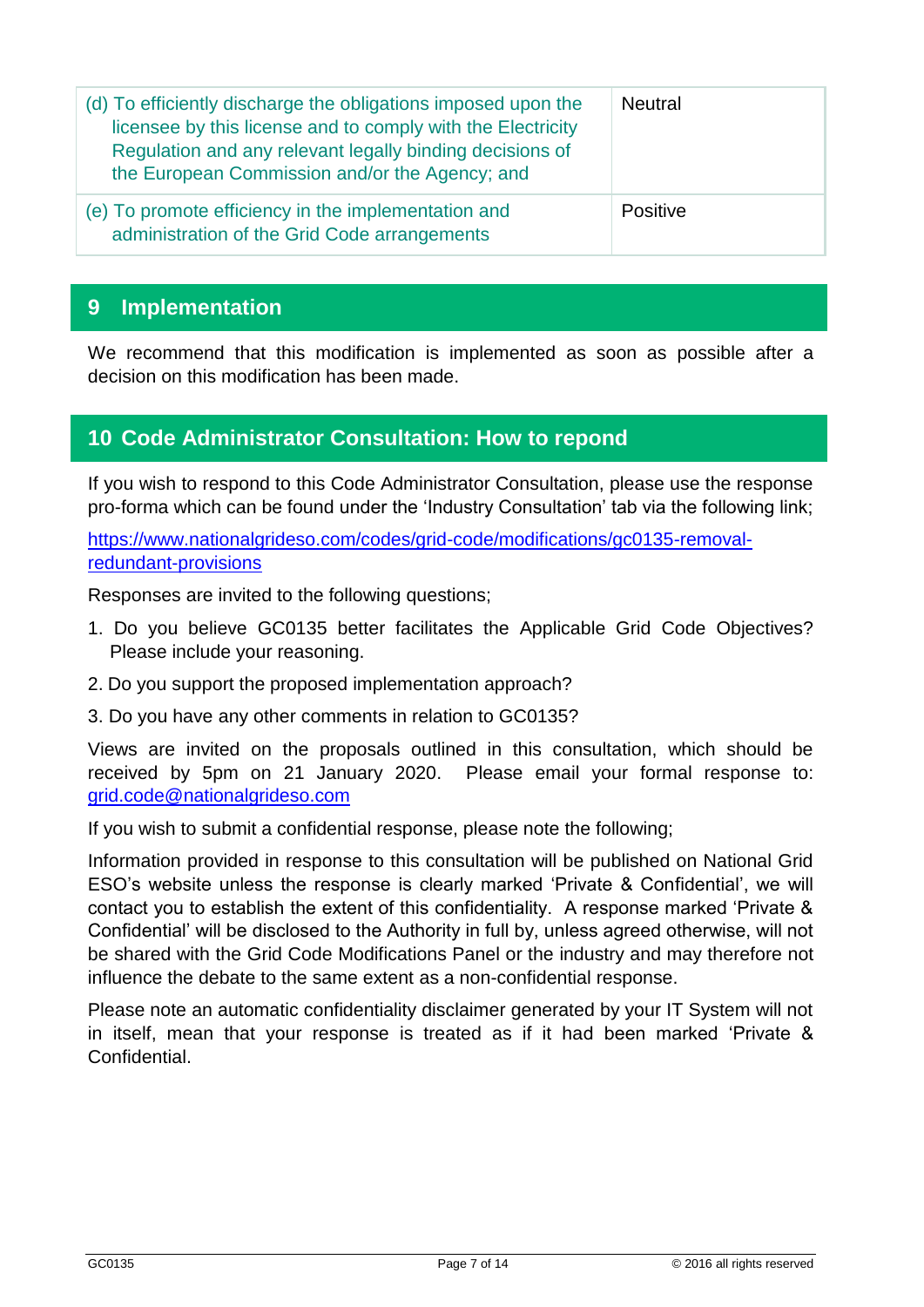| | |
|---|---|
| (d) To efficiently discharge the obligations imposed upon the licensee by this license and to comply with the Electricity Regulation and any relevant legally binding decisions of the European Commission and/or the Agency; and | Neutral |
| (e) To promote efficiency in the implementation and administration of the Grid Code arrangements | Positive |

## 9 Implementation

We recommend that this modification is implemented as soon as possible after a decision on this modification has been made.

## 10 Code Administrator Consultation: How to repond

If you wish to respond to this Code Administrator Consultation, please use the response pro-forma which can be found under the 'Industry Consultation' tab via the following link;

https://www.nationalgrideso.com/codes/grid-code/modifications/gc0135-removal-redundant-provisions

Responses are invited to the following questions;

1. Do you believe GC0135 better facilitates the Applicable Grid Code Objectives? Please include your reasoning.
2. Do you support the proposed implementation approach?
3. Do you have any other comments in relation to GC0135?

Views are invited on the proposals outlined in this consultation, which should be received by 5pm on 21 January 2020. Please email your formal response to: grid.code@nationalgrideso.com

If you wish to submit a confidential response, please note the following;

Information provided in response to this consultation will be published on National Grid ESO's website unless the response is clearly marked 'Private & Confidential', we will contact you to establish the extent of this confidentiality. A response marked 'Private & Confidential' will be disclosed to the Authority in full by, unless agreed otherwise, will not be shared with the Grid Code Modifications Panel or the industry and may therefore not influence the debate to the same extent as a non-confidential response.

Please note an automatic confidentiality disclaimer generated by your IT System will not in itself, mean that your response is treated as if it had been marked 'Private & Confidential.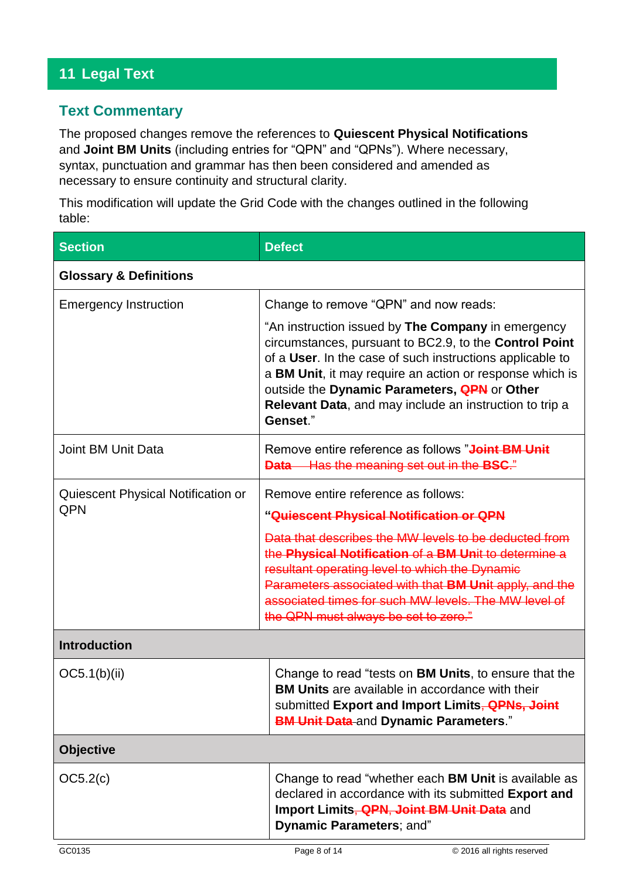# 11 Legal Text

## Text Commentary

The proposed changes remove the references to **Quiescent Physical Notifications** and **Joint BM Units** (including entries for "QPN" and "QPNs"). Where necessary, syntax, punctuation and grammar has then been considered and amended as necessary to ensure continuity and structural clarity.

This modification will update the Grid Code with the changes outlined in the following table:

| Section | Defect |
|---|---|
| **Glossary & Definitions** | |
| Emergency Instruction | Change to remove "QPN" and now reads: "An instruction issued by **The Company** in emergency circumstances, pursuant to BC2.9, to the **Control Point** of a **User**. In the case of such instructions applicable to a **BM Unit**, it may require an action or response which is outside the **Dynamic Parameters,** ~~**QPN**~~ or **Other Relevant Data**, and may include an instruction to trip a **Genset**." |
| Joint BM Unit Data | Remove entire reference as follows "~~**Joint BM Unit Data** Has the meaning set out in the **BSC**.~~" |
| Quiescent Physical Notification or QPN | Remove entire reference as follows: "~~**Quiescent Physical Notification or QPN**~~ ~~Data that describes the MW levels to be deducted from the **Physical Notification** of a **BM Unit** to determine a resultant operating level to which the Dynamic Parameters associated with that **BM Unit** apply, and the associated times for such MW levels. The MW level of the QPN must always be set to zero.~~" |
| **Introduction** | |
| OC5.1(b)(ii) | Change to read "tests on **BM Units**, to ensure that the **BM Units** are available in accordance with their submitted **Export and Import Limits**~~, **QPNs, Joint BM Unit Data**~~ and **Dynamic Parameters**." |
| **Objective** | |
| OC5.2(c) | Change to read "whether each **BM Unit** is available as declared in accordance with its submitted **Export and Import Limits**~~, **QPN**, **Joint BM Unit Data**~~ and **Dynamic Parameters**; and" |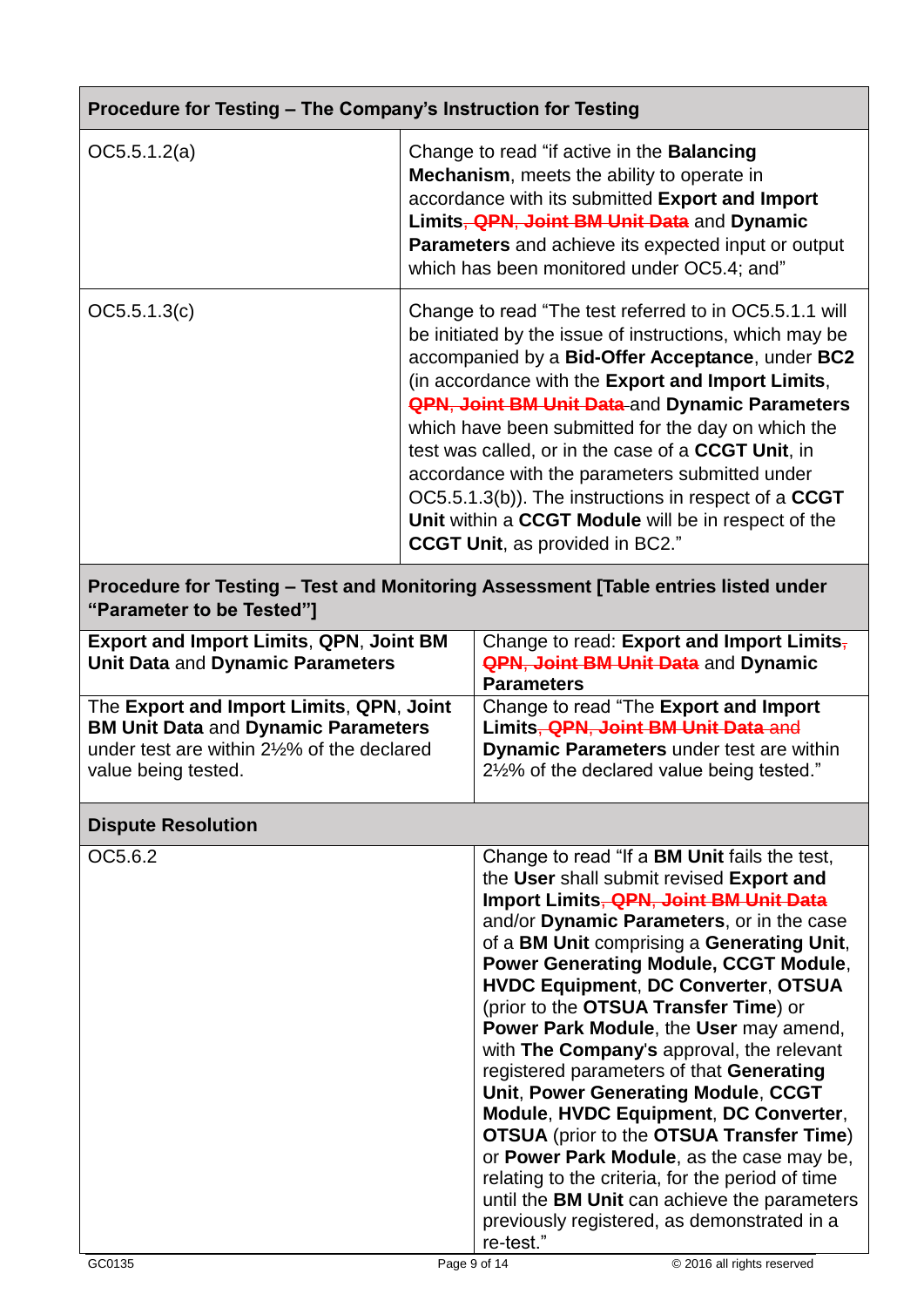| Procedure for Testing – The Company's Instruction for Testing | |
|---|---|
| OC5.5.1.2(a) | Change to read "if active in the **Balancing Mechanism**, meets the ability to operate in accordance with its submitted **Export and Import Limits**~~, QPN, Joint BM Unit Data~~ and **Dynamic Parameters** and achieve its expected input or output which has been monitored under OC5.4; and" |
| OC5.5.1.3(c) | Change to read "The test referred to in OC5.5.1.1 will be initiated by the issue of instructions, which may be accompanied by a **Bid-Offer Acceptance**, under **BC2** (in accordance with the **Export and Import Limits**, ~~QPN, Joint BM Unit Data~~ and **Dynamic Parameters** which have been submitted for the day on which the test was called, or in the case of a **CCGT Unit**, in accordance with the parameters submitted under OC5.5.1.3(b)). The instructions in respect of a **CCGT Unit** within a **CCGT Module** will be in respect of the **CCGT Unit**, as provided in BC2." |

| Procedure for Testing – Test and Monitoring Assessment [Table entries listed under "Parameter to be Tested"] | |
|---|---|
| **Export and Import Limits**, **QPN**, **Joint BM Unit Data** and **Dynamic Parameters** | Change to read: **Export and Import Limits**~~,~~ ~~QPN, Joint BM Unit Data~~ and **Dynamic Parameters** |
| The **Export and Import Limits**, **QPN**, **Joint BM Unit Data** and **Dynamic Parameters** under test are within 2½% of the declared value being tested. | Change to read "The **Export and Import Limits**~~, QPN, Joint BM Unit Data and~~ **Dynamic Parameters** under test are within 2½% of the declared value being tested." |

| Dispute Resolution | |
|---|---|
| OC5.6.2 | Change to read "If a **BM Unit** fails the test, the **User** shall submit revised **Export and Import Limits**~~, QPN, Joint BM Unit Data~~ and/or **Dynamic Parameters**, or in the case of a **BM Unit** comprising a **Generating Unit**, **Power Generating Module, CCGT Module**, **HVDC Equipment**, **DC Converter**, **OTSUA** (prior to the **OTSUA Transfer Time**) or **Power Park Module**, the **User** may amend, with **The Company's** approval, the relevant registered parameters of that **Generating Unit**, **Power Generating Module**, **CCGT Module**, **HVDC Equipment**, **DC Converter**, **OTSUA** (prior to the **OTSUA Transfer Time**) or **Power Park Module**, as the case may be, relating to the criteria, for the period of time until the **BM Unit** can achieve the parameters previously registered, as demonstrated in a re-test." |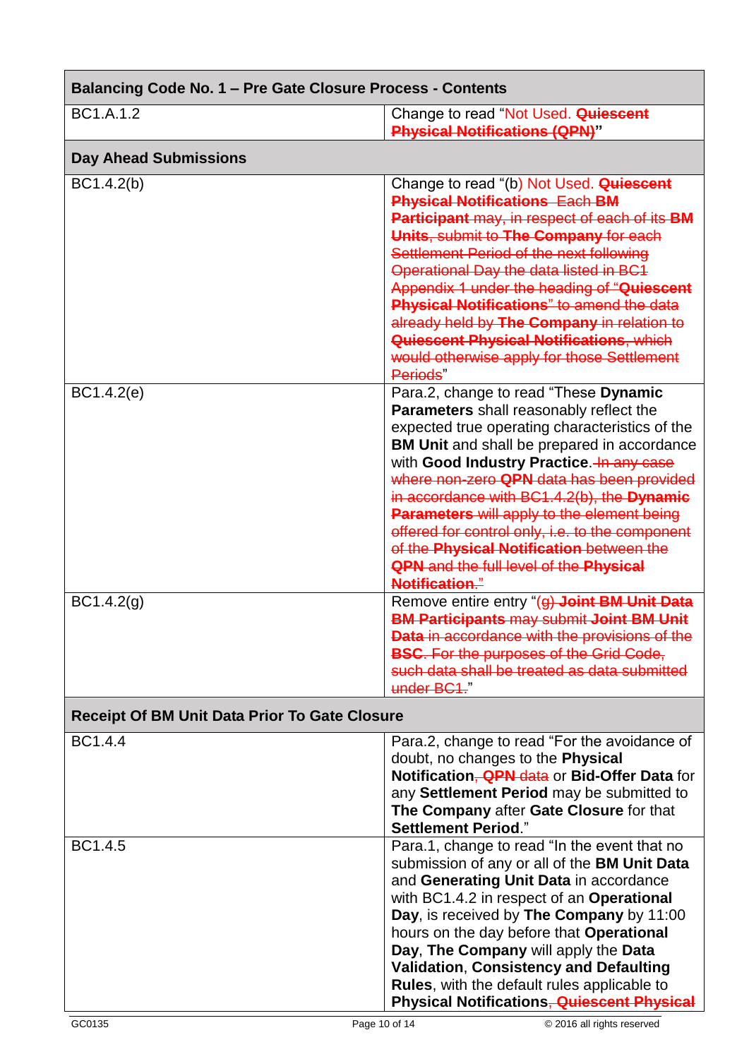| Balancing Code No. 1 – Pre Gate Closure Process - Contents | |
|---|---|
| BC1.A.1.2 | Change to read "Not Used. ~~**Quiescent Physical Notifications (QPN)**~~" |
| **Day Ahead Submissions** | |
| BC1.4.2(b) | Change to read "(b) Not Used. ~~**Quiescent Physical Notifications** Each **BM Participant** may, in respect of each of its **BM Units**, submit to **The Company** for each Settlement Period of the next following Operational Day the data listed in BC1 Appendix 1 under the heading of "**Quiescent Physical Notifications**" to amend the data already held by **The Company** in relation to **Quiescent Physical Notifications**, which would otherwise apply for those Settlement Periods~~" |
| BC1.4.2(e) | Para.2, change to read "These **Dynamic Parameters** shall reasonably reflect the expected true operating characteristics of the **BM Unit** and shall be prepared in accordance with **Good Industry Practice**. ~~In any case where non-zero **QPN** data has been provided in accordance with BC1.4.2(b), the **Dynamic Parameters** will apply to the element being offered for control only, i.e. to the component of the **Physical Notification** between the **QPN** and the full level of the **Physical Notification**.~~" |
| BC1.4.2(g) | Remove entire entry "~~(g) **Joint BM Unit Data BM Participants** may submit **Joint BM Unit Data** in accordance with the provisions of the **BSC**. For the purposes of the Grid Code, such data shall be treated as data submitted under BC1.~~" |
| **Receipt Of BM Unit Data Prior To Gate Closure** | |
| BC1.4.4 | Para.2, change to read "For the avoidance of doubt, no changes to the **Physical Notification**~~, **QPN** data~~ or **Bid-Offer Data** for any **Settlement Period** may be submitted to **The Company** after **Gate Closure** for that **Settlement Period**." |
| BC1.4.5 | Para.1, change to read "In the event that no submission of any or all of the **BM Unit Data** and **Generating Unit Data** in accordance with BC1.4.2 in respect of an **Operational Day**, is received by **The Company** by 11:00 hours on the day before that **Operational Day**, **The Company** will apply the **Data Validation**, **Consistency and Defaulting Rules**, with the default rules applicable to **Physical Notifications**~~, **Quiescent Physical**~~ |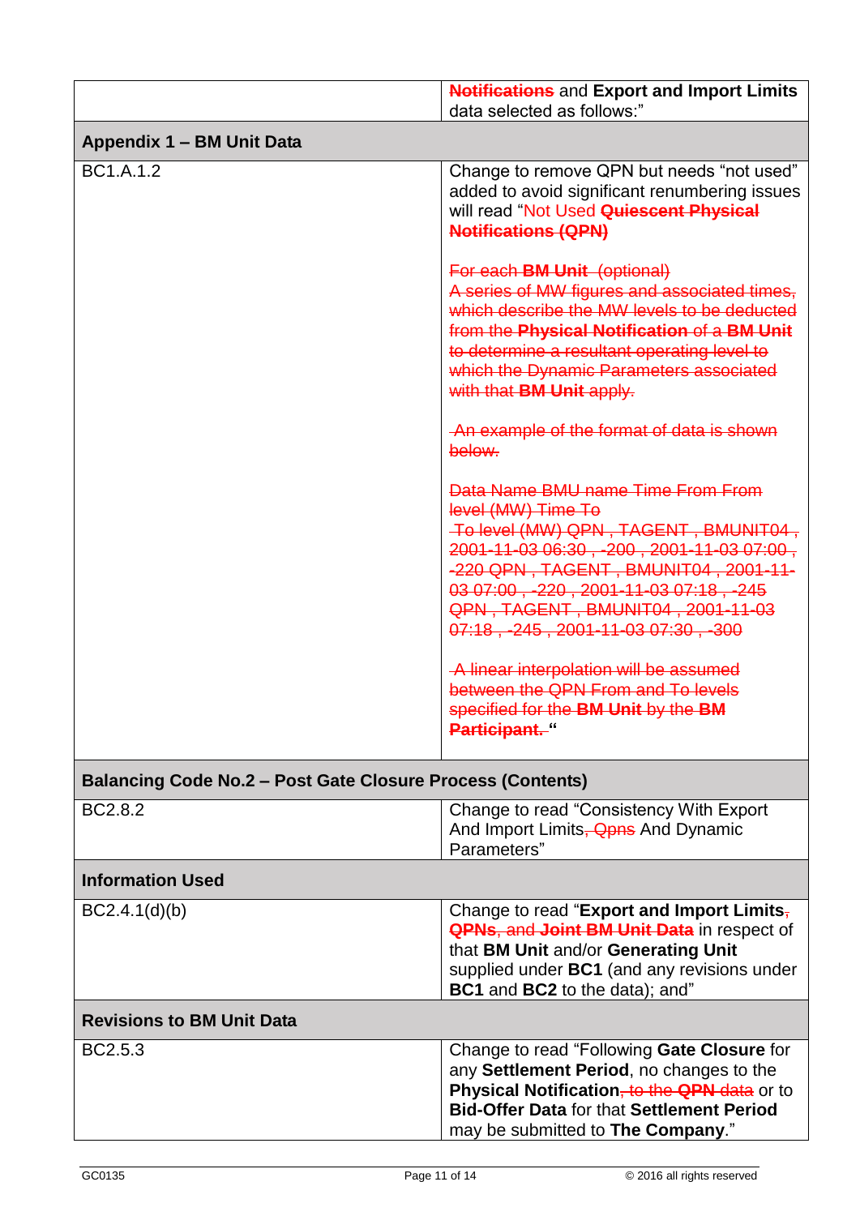| | |
|---|---|
| | ~~**Notifications**~~ and **Export and Import Limits** data selected as follows:" |
| **Appendix 1 – BM Unit Data** | |
| BC1.A.1.2 | Change to remove QPN but needs "not used" added to avoid significant renumbering issues will read "Not Used ~~**Quiescent Physical Notifications (QPN)**~~<br><br>~~For each **BM Unit** (optional)~~<br>~~A series of MW figures and associated times, which describe the MW levels to be deducted from the **Physical Notification** of a **BM Unit** to determine a resultant operating level to which the Dynamic Parameters associated with that **BM Unit** apply.~~<br><br>~~An example of the format of data is shown below.~~<br><br>~~Data Name BMU name Time From From level (MW) Time To~~<br>~~To level (MW) QPN , TAGENT , BMUNIT04 , 2001-11-03 06:30 , -200 , 2001-11-03 07:00 , -220 QPN , TAGENT , BMUNIT04 , 2001-11-03 07:00 , -220 , 2001-11-03 07:18 , -245 QPN , TAGENT , BMUNIT04 , 2001-11-03 07:18 , -245 , 2001-11-03 07:30 , -300~~<br><br>~~A linear interpolation will be assumed between the QPN From and To levels specified for the **BM Unit** by the **BM Participant.**~~ " |
| **Balancing Code No.2 – Post Gate Closure Process (Contents)** | |
| BC2.8.2 | Change to read "Consistency With Export And Import Limits~~, Qpns~~ And Dynamic Parameters" |
| **Information Used** | |
| BC2.4.1(d)(b) | Change to read "**Export and Import Limits**~~, **QPNs**, and **Joint BM Unit Data**~~ in respect of that **BM Unit** and/or **Generating Unit** supplied under **BC1** (and any revisions under **BC1** and **BC2** to the data); and" |
| **Revisions to BM Unit Data** | |
| BC2.5.3 | Change to read "Following **Gate Closure** for any **Settlement Period**, no changes to the **Physical Notification**~~, to the **QPN** data~~ or to **Bid-Offer Data** for that **Settlement Period** may be submitted to **The Company**." |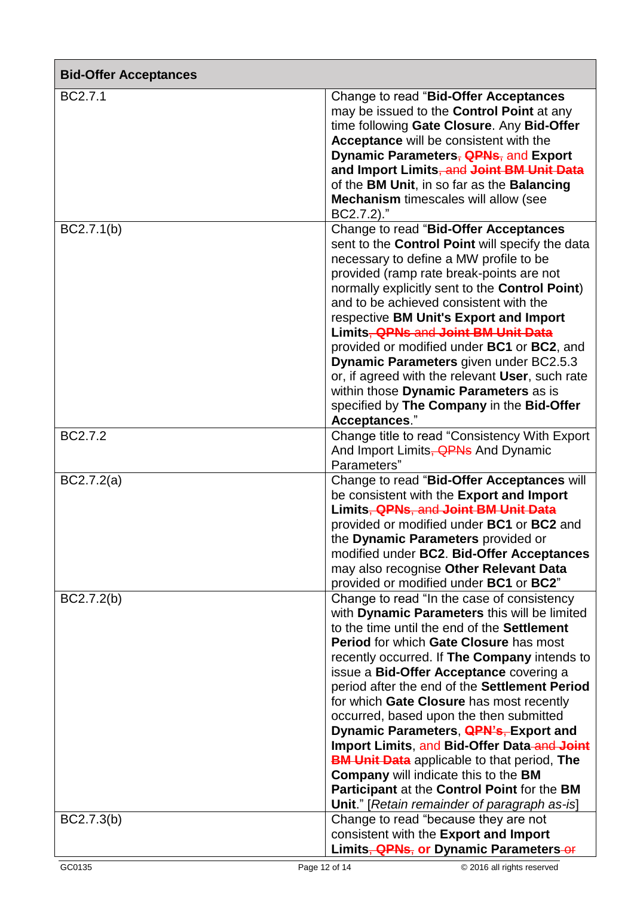| Bid-Offer Acceptances | |
|---|---|
| BC2.7.1 | Change to read "**Bid-Offer Acceptances** may be issued to the **Control Point** at any time following **Gate Closure**. Any **Bid-Offer Acceptance** will be consistent with the **Dynamic Parameters**, ~~**QPNs**,~~ and **Export and Import Limits**~~, and **Joint BM Unit Data**~~ of the **BM Unit**, in so far as the **Balancing Mechanism** timescales will allow (see BC2.7.2)." |
| BC2.7.1(b) | Change to read "**Bid-Offer Acceptances** sent to the **Control Point** will specify the data necessary to define a MW profile to be provided (ramp rate break-points are not normally explicitly sent to the **Control Point**) and to be achieved consistent with the respective **BM Unit's Export and Import Limits**~~, **QPNs** and **Joint BM Unit Data**~~ provided or modified under **BC1** or **BC2**, and **Dynamic Parameters** given under BC2.5.3 or, if agreed with the relevant **User**, such rate within those **Dynamic Parameters** as is specified by **The Company** in the **Bid-Offer Acceptances**." |
| BC2.7.2 | Change title to read "Consistency With Export And Import Limits~~, QPNs~~ And Dynamic Parameters" |
| BC2.7.2(a) | Change to read "**Bid-Offer Acceptances** will be consistent with the **Export and Import Limits**~~, **QPNs**, and **Joint BM Unit Data**~~ provided or modified under **BC1** or **BC2** and the **Dynamic Parameters** provided or modified under **BC2**. **Bid-Offer Acceptances** may also recognise **Other Relevant Data** provided or modified under **BC1** or **BC2**" |
| BC2.7.2(b) | Change to read "In the case of consistency with **Dynamic Parameters** this will be limited to the time until the end of the **Settlement Period** for which **Gate Closure** has most recently occurred. If **The Company** intends to issue a **Bid-Offer Acceptance** covering a period after the end of the **Settlement Period** for which **Gate Closure** has most recently occurred, based upon the then submitted **Dynamic Parameters**, ~~**QPN's**,~~ **Export and Import Limits**, and **Bid-Offer Data** ~~and **Joint BM Unit Data**~~ applicable to that period, **The Company** will indicate this to the **BM Participant** at the **Control Point** for the **BM Unit**." [*Retain remainder of paragraph as-is*] |
| BC2.7.3(b) | Change to read "because they are not consistent with the **Export and Import Limits**~~, **QPNs**,~~ **or Dynamic Parameters** ~~or~~ |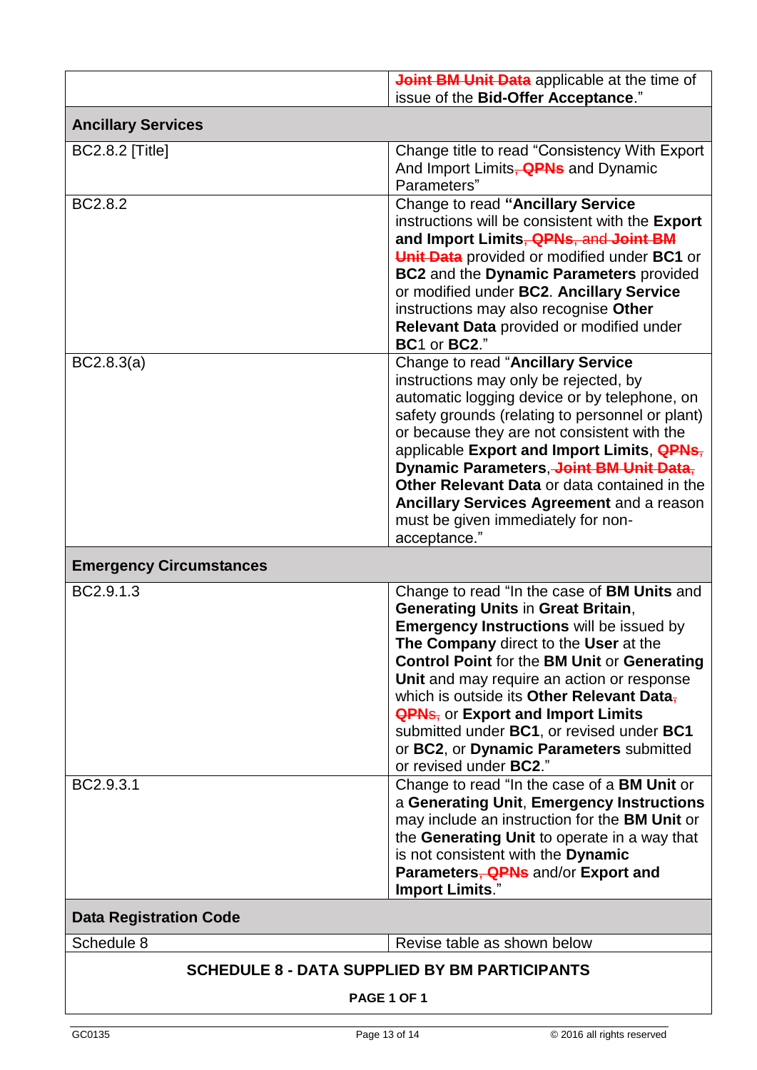| | |
|---|---|
| | ~~**Joint BM Unit Data**~~ applicable at the time of issue of the **Bid-Offer Acceptance**." |
| **Ancillary Services** | |
| BC2.8.2 [Title] | Change title to read "Consistency With Export And Import Limits~~, **QPNs**~~ and Dynamic Parameters" |
| BC2.8.2 | Change to read **"Ancillary Service** instructions will be consistent with the **Export and Import Limits**~~, **QPNs**, and **Joint BM Unit Data**~~ provided or modified under **BC1** or **BC2** and the **Dynamic Parameters** provided or modified under **BC2**. **Ancillary Service** instructions may also recognise **Other Relevant Data** provided or modified under **BC**1 or **BC2**." |
| BC2.8.3(a) | Change to read "**Ancillary Service** instructions may only be rejected, by automatic logging device or by telephone, on safety grounds (relating to personnel or plant) or because they are not consistent with the applicable **Export and Import Limits**, ~~**QPNs**,~~ **Dynamic Parameters**, ~~**Joint BM Unit Data**,~~ **Other Relevant Data** or data contained in the **Ancillary Services Agreement** and a reason must be given immediately for non-acceptance." |
| **Emergency Circumstances** | |
| BC2.9.1.3 | Change to read "In the case of **BM Units** and **Generating Units** in **Great Britain**, **Emergency Instructions** will be issued by **The Company** direct to the **User** at the **Control Point** for the **BM Unit** or **Generating Unit** and may require an action or response which is outside its **Other Relevant Data**~~,~~ ~~**QPNs**,~~ or **Export and Import Limits** submitted under **BC1**, or revised under **BC1** or **BC2**, or **Dynamic Parameters** submitted or revised under **BC2**." |
| BC2.9.3.1 | Change to read "In the case of a **BM Unit** or a **Generating Unit**, **Emergency Instructions** may include an instruction for the **BM Unit** or the **Generating Unit** to operate in a way that is not consistent with the **Dynamic Parameters**~~, **QPNs**~~ and/or **Export and Import Limits**." |
| **Data Registration Code** | |
| Schedule 8 | Revise table as shown below |

**SCHEDULE 8 - DATA SUPPLIED BY BM PARTICIPANTS**

**PAGE 1 OF 1**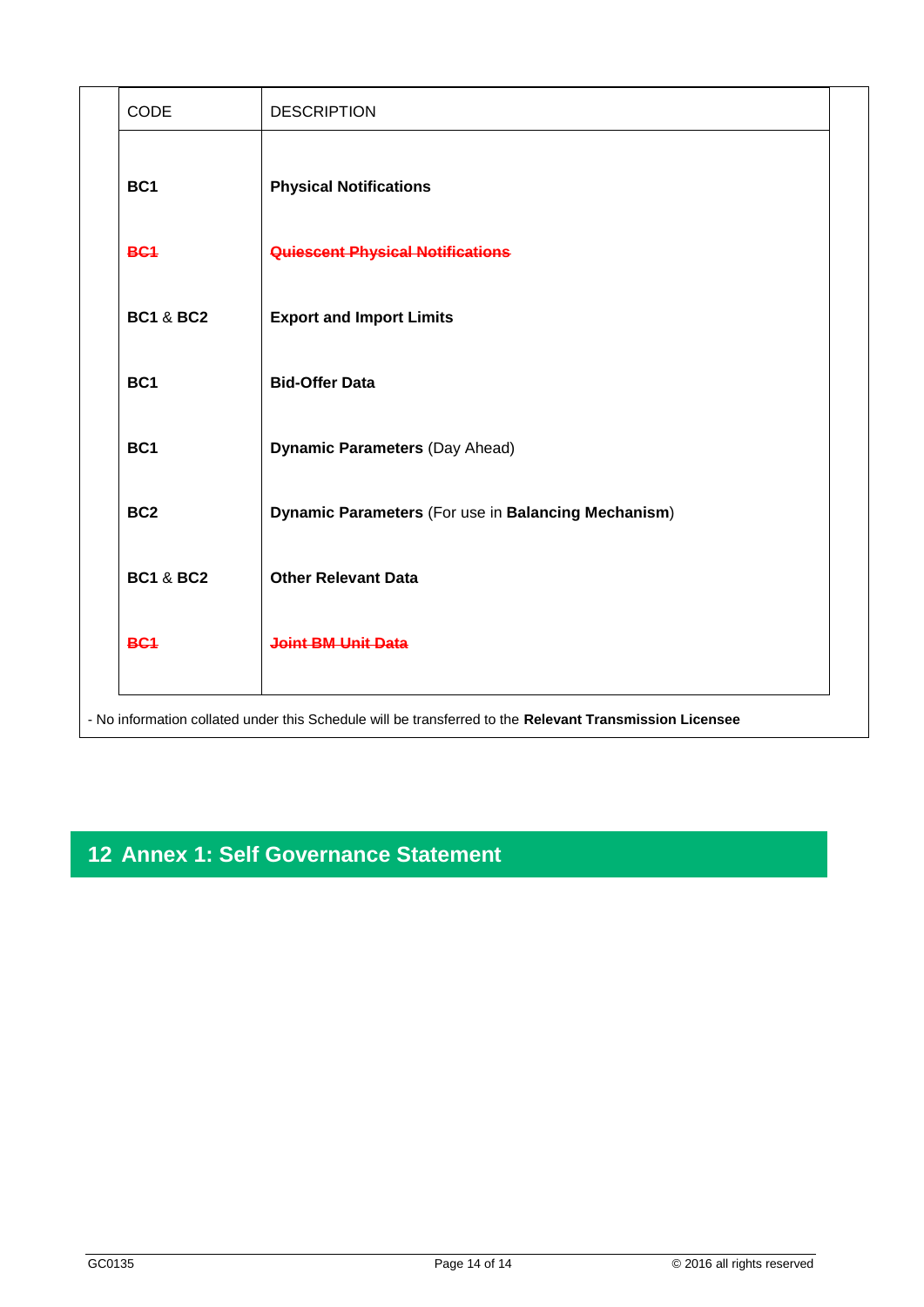| CODE | DESCRIPTION |
|---|---|
| **BC1** | **Physical Notifications** |
| ~~**BC1**~~ | ~~**Quiescent Physical Notifications**~~ |
| **BC1** & **BC2** | **Export and Import Limits** |
| **BC1** | **Bid-Offer Data** |
| **BC1** | **Dynamic Parameters** (Day Ahead) |
| **BC2** | **Dynamic Parameters** (For use in **Balancing Mechanism**) |
| **BC1** & **BC2** | **Other Relevant Data** |
| ~~**BC1**~~ | ~~**Joint BM Unit Data**~~ |

- No information collated under this Schedule will be transferred to the **Relevant Transmission Licensee**

# 12 Annex 1: Self Governance Statement